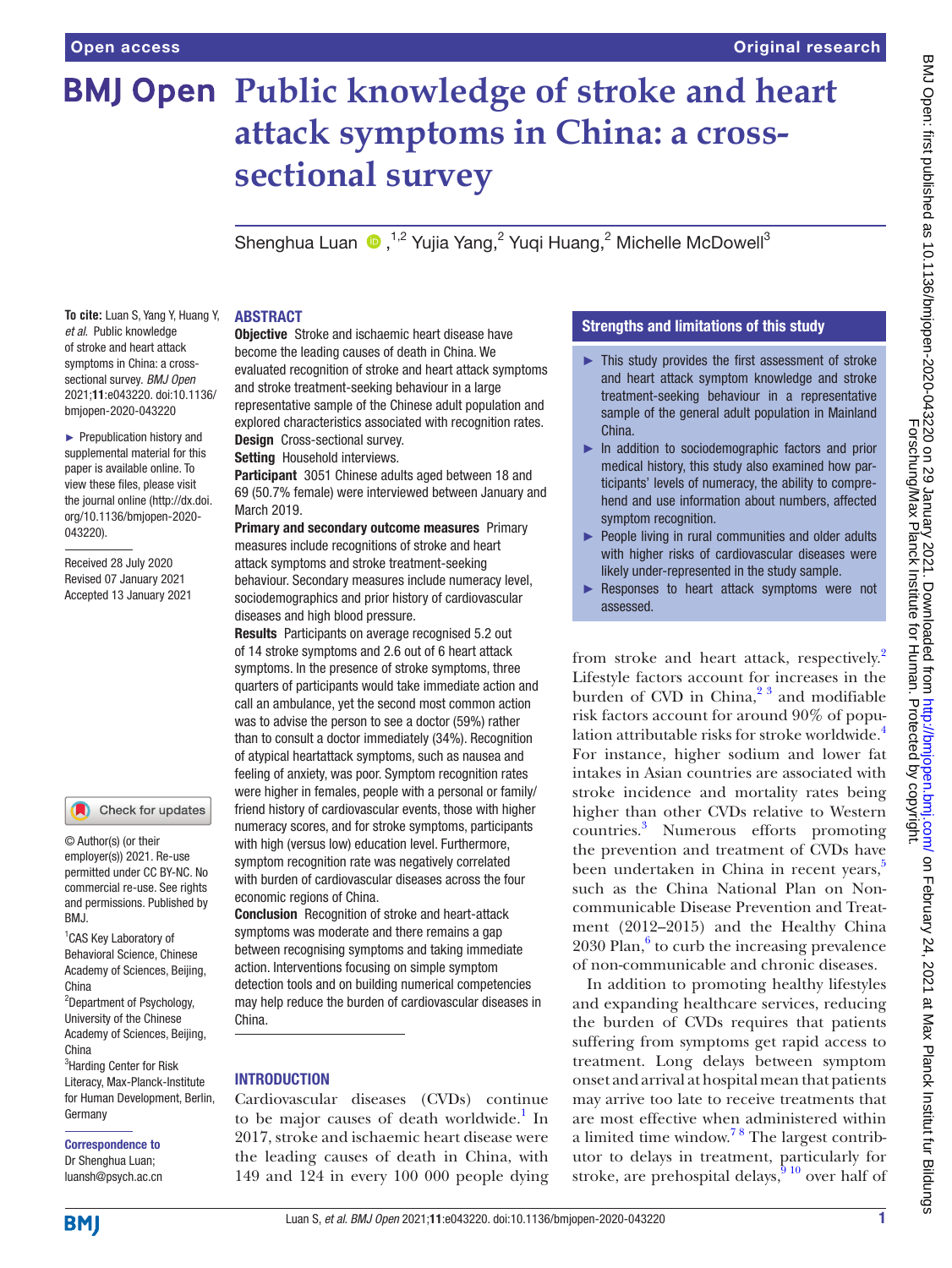# Public knowledge of stroke and heart attack symptoms in China: a cross-sectional survey

Shenghua Luan [1,2] Yujia Yang,[2] Yuqi Huang,[2] Michelle McDowell[3]

**To cite:** Luan S, Yang Y, Huang Y, *et al.* Public knowledge of stroke and heart attack symptoms in China: a cross-sectional survey. *BMJ Open* 2021;**11**:e043220. doi:10.1136/bmjopen-2020-043220

► Prepublication history and supplemental material for this paper is available online. To view these files, please visit the journal online (http://dx.doi.org/10.1136/bmjopen-2020-043220).

Received 28 July 2020
Revised 07 January 2021
Accepted 13 January 2021

© Author(s) (or their employer(s)) 2021. Re-use permitted under CC BY-NC. No commercial re-use. See rights and permissions. Published by BMJ.

[1]CAS Key Laboratory of Behavioral Science, Chinese Academy of Sciences, Beijing, China
[2]Department of Psychology, University of the Chinese Academy of Sciences, Beijing, China
[3]Harding Center for Risk Literacy, Max-Planck-Institute for Human Development, Berlin, Germany

**Correspondence to**
Dr Shenghua Luan;
luansh@psych.ac.cn

## ABSTRACT

**Objective** Stroke and ischaemic heart disease have become the leading causes of death in China. We evaluated recognition of stroke and heart attack symptoms and stroke treatment-seeking behaviour in a large representative sample of the Chinese adult population and explored characteristics associated with recognition rates.

**Design** Cross-sectional survey.

**Setting** Household interviews.

**Participant** 3051 Chinese adults aged between 18 and 69 (50.7% female) were interviewed between January and March 2019.

**Primary and secondary outcome measures** Primary measures include recognitions of stroke and heart attack symptoms and stroke treatment-seeking behaviour. Secondary measures include numeracy level, sociodemographics and prior history of cardiovascular diseases and high blood pressure.

**Results** Participants on average recognised 5.2 out of 14 stroke symptoms and 2.6 out of 6 heart attack symptoms. In the presence of stroke symptoms, three quarters of participants would take immediate action and call an ambulance, yet the second most common action was to advise the person to see a doctor (59%) rather than to consult a doctor immediately (34%). Recognition of atypical heartattack symptoms, such as nausea and feeling of anxiety, was poor. Symptom recognition rates were higher in females, people with a personal or family/friend history of cardiovascular events, those with higher numeracy scores, and for stroke symptoms, participants with high (versus low) education level. Furthermore, symptom recognition rate was negatively correlated with burden of cardiovascular diseases across the four economic regions of China.

**Conclusion** Recognition of stroke and heart-attack symptoms was moderate and there remains a gap between recognising symptoms and taking immediate action. Interventions focusing on simple symptom detection tools and on building numerical competencies may help reduce the burden of cardiovascular diseases in China.

## Strengths and limitations of this study

- This study provides the first assessment of stroke and heart attack symptom knowledge and stroke treatment-seeking behaviour in a representative sample of the general adult population in Mainland China.
- In addition to sociodemographic factors and prior medical history, this study also examined how participants' levels of numeracy, the ability to comprehend and use information about numbers, affected symptom recognition.
- People living in rural communities and older adults with higher risks of cardiovascular diseases were likely under-represented in the study sample.
- Responses to heart attack symptoms were not assessed.

## INTRODUCTION

Cardiovascular diseases (CVDs) continue to be major causes of death worldwide.[1] In 2017, stroke and ischaemic heart disease were the leading causes of death in China, with 149 and 124 in every 100 000 people dying from stroke and heart attack, respectively.[2] Lifestyle factors account for increases in the burden of CVD in China,[2,3] and modifiable risk factors account for around 90% of population attributable risks for stroke worldwide.[4] For instance, higher sodium and lower fat intakes in Asian countries are associated with stroke incidence and mortality rates being higher than other CVDs relative to Western countries.[3] Numerous efforts promoting the prevention and treatment of CVDs have been undertaken in China in recent years,[5] such as the China National Plan on Non-communicable Disease Prevention and Treatment (2012–2015) and the Healthy China 2030 Plan,[6] to curb the increasing prevalence of non-communicable and chronic diseases.

In addition to promoting healthy lifestyles and expanding healthcare services, reducing the burden of CVDs requires that patients suffering from symptoms get rapid access to treatment. Long delays between symptom onset and arrival at hospital mean that patients may arrive too late to receive treatments that are most effective when administered within a limited time window.[7,8] The largest contributor to delays in treatment, particularly for stroke, are prehospital delays,[9,10] over half of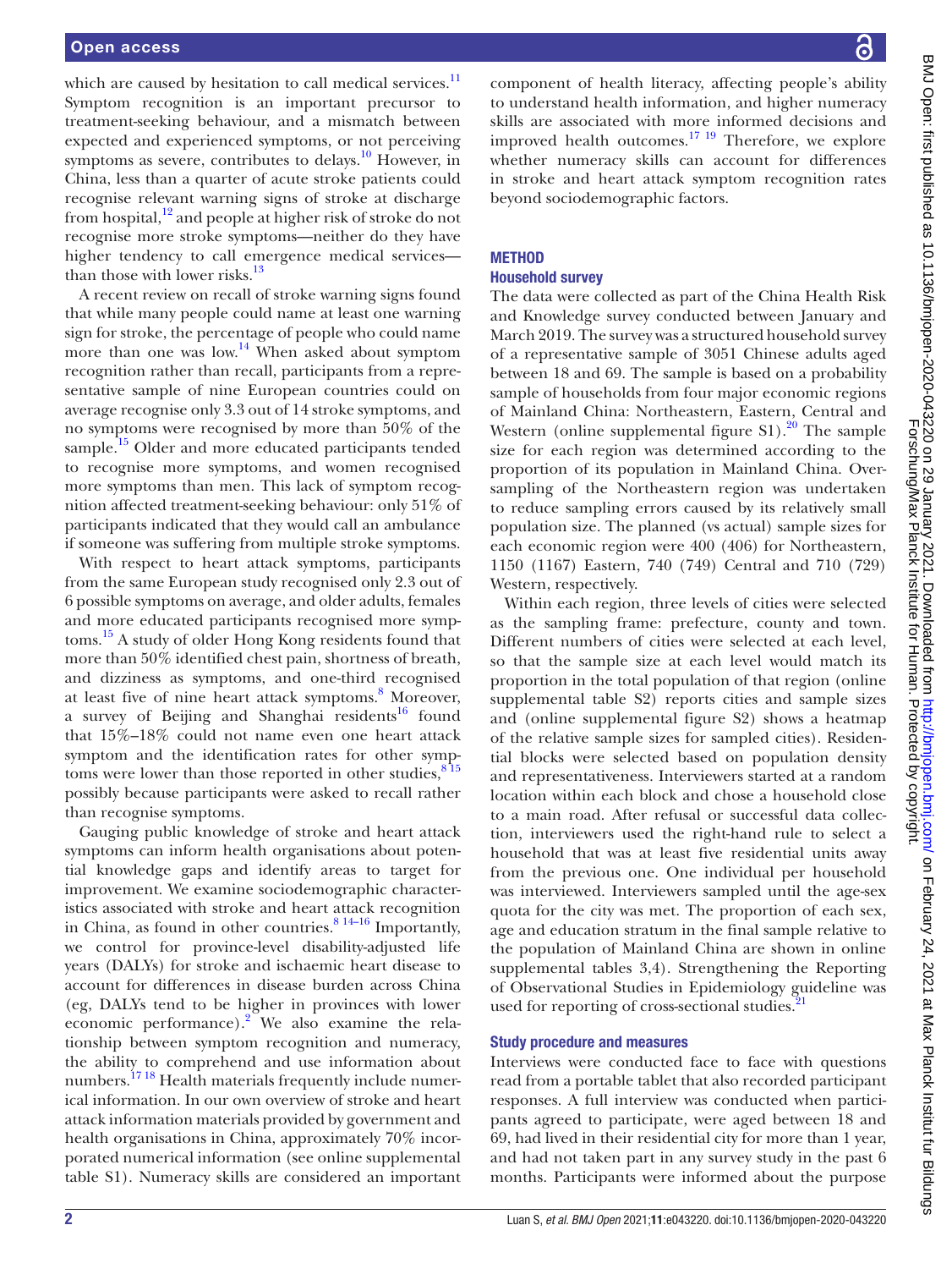which are caused by hesitation to call medical services.[11] Symptom recognition is an important precursor to treatment-seeking behaviour, and a mismatch between expected and experienced symptoms, or not perceiving symptoms as severe, contributes to delays.[10] However, in China, less than a quarter of acute stroke patients could recognise relevant warning signs of stroke at discharge from hospital,[12] and people at higher risk of stroke do not recognise more stroke symptoms—neither do they have higher tendency to call emergence medical services—than those with lower risks.[13]

A recent review on recall of stroke warning signs found that while many people could name at least one warning sign for stroke, the percentage of people who could name more than one was low.[14] When asked about symptom recognition rather than recall, participants from a representative sample of nine European countries could on average recognise only 3.3 out of 14 stroke symptoms, and no symptoms were recognised by more than 50% of the sample.[15] Older and more educated participants tended to recognise more symptoms, and women recognised more symptoms than men. This lack of symptom recognition affected treatment-seeking behaviour: only 51% of participants indicated that they would call an ambulance if someone was suffering from multiple stroke symptoms.

With respect to heart attack symptoms, participants from the same European study recognised only 2.3 out of 6 possible symptoms on average, and older adults, females and more educated participants recognised more symptoms.[15] A study of older Hong Kong residents found that more than 50% identified chest pain, shortness of breath, and dizziness as symptoms, and one-third recognised at least five of nine heart attack symptoms.[8] Moreover, a survey of Beijing and Shanghai residents[16] found that 15%–18% could not name even one heart attack symptom and the identification rates for other symptoms were lower than those reported in other studies,[8 15] possibly because participants were asked to recall rather than recognise symptoms.

Gauging public knowledge of stroke and heart attack symptoms can inform health organisations about potential knowledge gaps and identify areas to target for improvement. We examine sociodemographic characteristics associated with stroke and heart attack recognition in China, as found in other countries.[8 14–16] Importantly, we control for province-level disability-adjusted life years (DALYs) for stroke and ischaemic heart disease to account for differences in disease burden across China (eg, DALYs tend to be higher in provinces with lower economic performance).[2] We also examine the relationship between symptom recognition and numeracy, the ability to comprehend and use information about numbers.[17 18] Health materials frequently include numerical information. In our own overview of stroke and heart attack information materials provided by government and health organisations in China, approximately 70% incorporated numerical information (see online supplemental table S1). Numeracy skills are considered an important component of health literacy, affecting people's ability to understand health information, and higher numeracy skills are associated with more informed decisions and improved health outcomes.[17 19] Therefore, we explore whether numeracy skills can account for differences in stroke and heart attack symptom recognition rates beyond sociodemographic factors.

## METHOD

### Household survey

The data were collected as part of the China Health Risk and Knowledge survey conducted between January and March 2019. The survey was a structured household survey of a representative sample of 3051 Chinese adults aged between 18 and 69. The sample is based on a probability sample of households from four major economic regions of Mainland China: Northeastern, Eastern, Central and Western (online supplemental figure S1).[20] The sample size for each region was determined according to the proportion of its population in Mainland China. Oversampling of the Northeastern region was undertaken to reduce sampling errors caused by its relatively small population size. The planned (vs actual) sample sizes for each economic region were 400 (406) for Northeastern, 1150 (1167) Eastern, 740 (749) Central and 710 (729) Western, respectively.

Within each region, three levels of cities were selected as the sampling frame: prefecture, county and town. Different numbers of cities were selected at each level, so that the sample size at each level would match its proportion in the total population of that region (online supplemental table S2) reports cities and sample sizes and (online supplemental figure S2) shows a heatmap of the relative sample sizes for sampled cities). Residential blocks were selected based on population density and representativeness. Interviewers started at a random location within each block and chose a household close to a main road. After refusal or successful data collection, interviewers used the right-hand rule to select a household that was at least five residential units away from the previous one. One individual per household was interviewed. Interviewers sampled until the age-sex quota for the city was met. The proportion of each sex, age and education stratum in the final sample relative to the population of Mainland China are shown in online supplemental tables 3,4). Strengthening the Reporting of Observational Studies in Epidemiology guideline was used for reporting of cross-sectional studies.[21]

### Study procedure and measures

Interviews were conducted face to face with questions read from a portable tablet that also recorded participant responses. A full interview was conducted when participants agreed to participate, were aged between 18 and 69, had lived in their residential city for more than 1 year, and had not taken part in any survey study in the past 6 months. Participants were informed about the purpose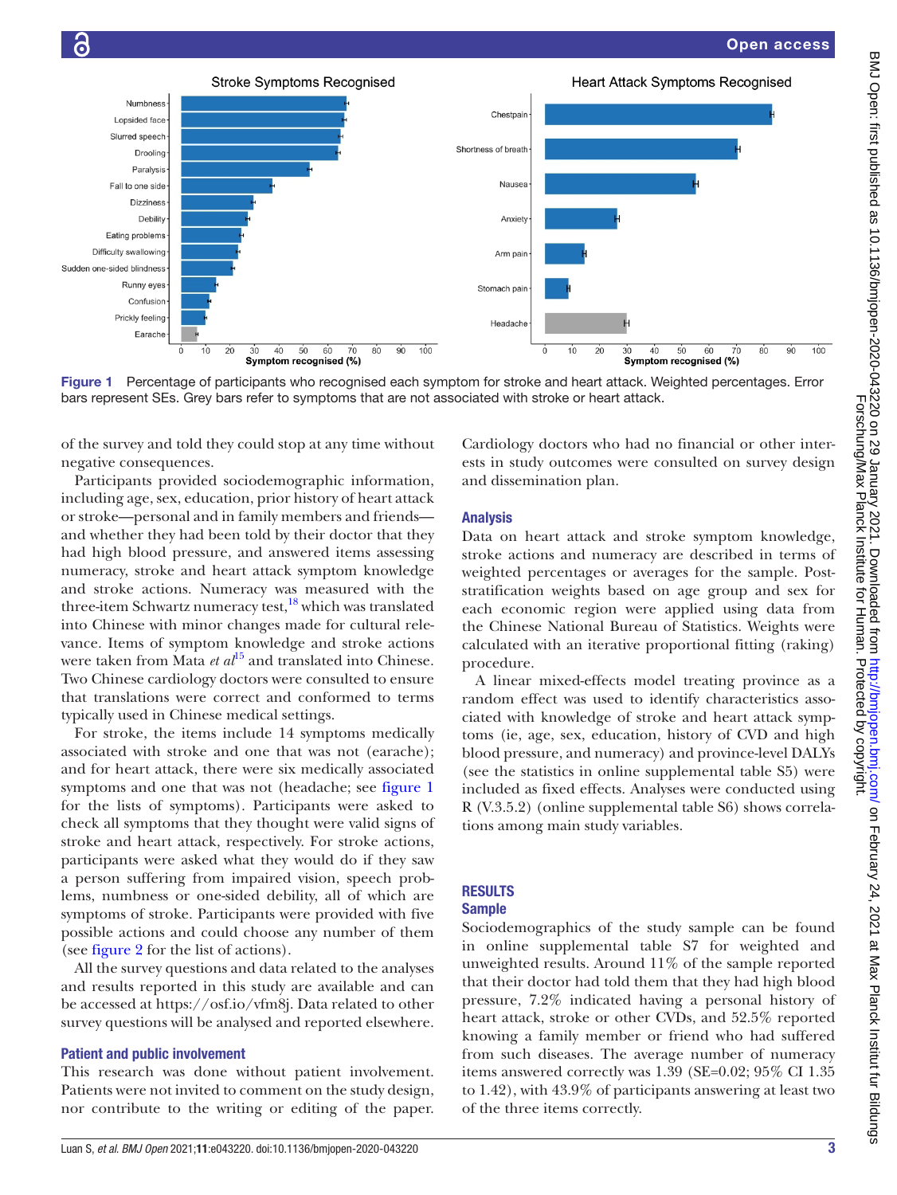Figure 1 Percentage of participants who recognised each symptom for stroke and heart attack. Weighted percentages. Error bars represent SEs. Grey bars refer to symptoms that are not associated with stroke or heart attack.

of the survey and told they could stop at any time without negative consequences.

Participants provided sociodemographic information, including age, sex, education, prior history of heart attack or stroke—personal and in family members and friends—and whether they had been told by their doctor that they had high blood pressure, and answered items assessing numeracy, stroke and heart attack symptom knowledge and stroke actions. Numeracy was measured with the three-item Schwartz numeracy test,[18] which was translated into Chinese with minor changes made for cultural relevance. Items of symptom knowledge and stroke actions were taken from Mata *et al*[15] and translated into Chinese. Two Chinese cardiology doctors were consulted to ensure that translations were correct and conformed to terms typically used in Chinese medical settings.

For stroke, the items include 14 symptoms medically associated with stroke and one that was not (earache); and for heart attack, there were six medically associated symptoms and one that was not (headache; see figure 1 for the lists of symptoms). Participants were asked to check all symptoms that they thought were valid signs of stroke and heart attack, respectively. For stroke actions, participants were asked what they would do if they saw a person suffering from impaired vision, speech problems, numbness or one-sided debility, all of which are symptoms of stroke. Participants were provided with five possible actions and could choose any number of them (see figure 2 for the list of actions).

All the survey questions and data related to the analyses and results reported in this study are available and can be accessed at https://osf.io/vfm8j. Data related to other survey questions will be analysed and reported elsewhere.

### Patient and public involvement

This research was done without patient involvement. Patients were not invited to comment on the study design, nor contribute to the writing or editing of the paper. Cardiology doctors who had no financial or other interests in study outcomes were consulted on survey design and dissemination plan.

### Analysis

Data on heart attack and stroke symptom knowledge, stroke actions and numeracy are described in terms of weighted percentages or averages for the sample. Post-stratification weights based on age group and sex for each economic region were applied using data from the Chinese National Bureau of Statistics. Weights were calculated with an iterative proportional fitting (raking) procedure.

A linear mixed-effects model treating province as a random effect was used to identify characteristics associated with knowledge of stroke and heart attack symptoms (ie, age, sex, education, history of CVD and high blood pressure, and numeracy) and province-level DALYs (see the statistics in online supplemental table S5) were included as fixed effects. Analyses were conducted using R (V.3.5.2) (online supplemental table S6) shows correlations among main study variables.

## RESULTS

### Sample

Sociodemographics of the study sample can be found in online supplemental table S7 for weighted and unweighted results. Around 11% of the sample reported that their doctor had told them that they had high blood pressure, 7.2% indicated having a personal history of heart attack, stroke or other CVDs, and 52.5% reported knowing a family member or friend who had suffered from such diseases. The average number of numeracy items answered correctly was 1.39 (SE=0.02; 95% CI 1.35 to 1.42), with 43.9% of participants answering at least two of the three items correctly.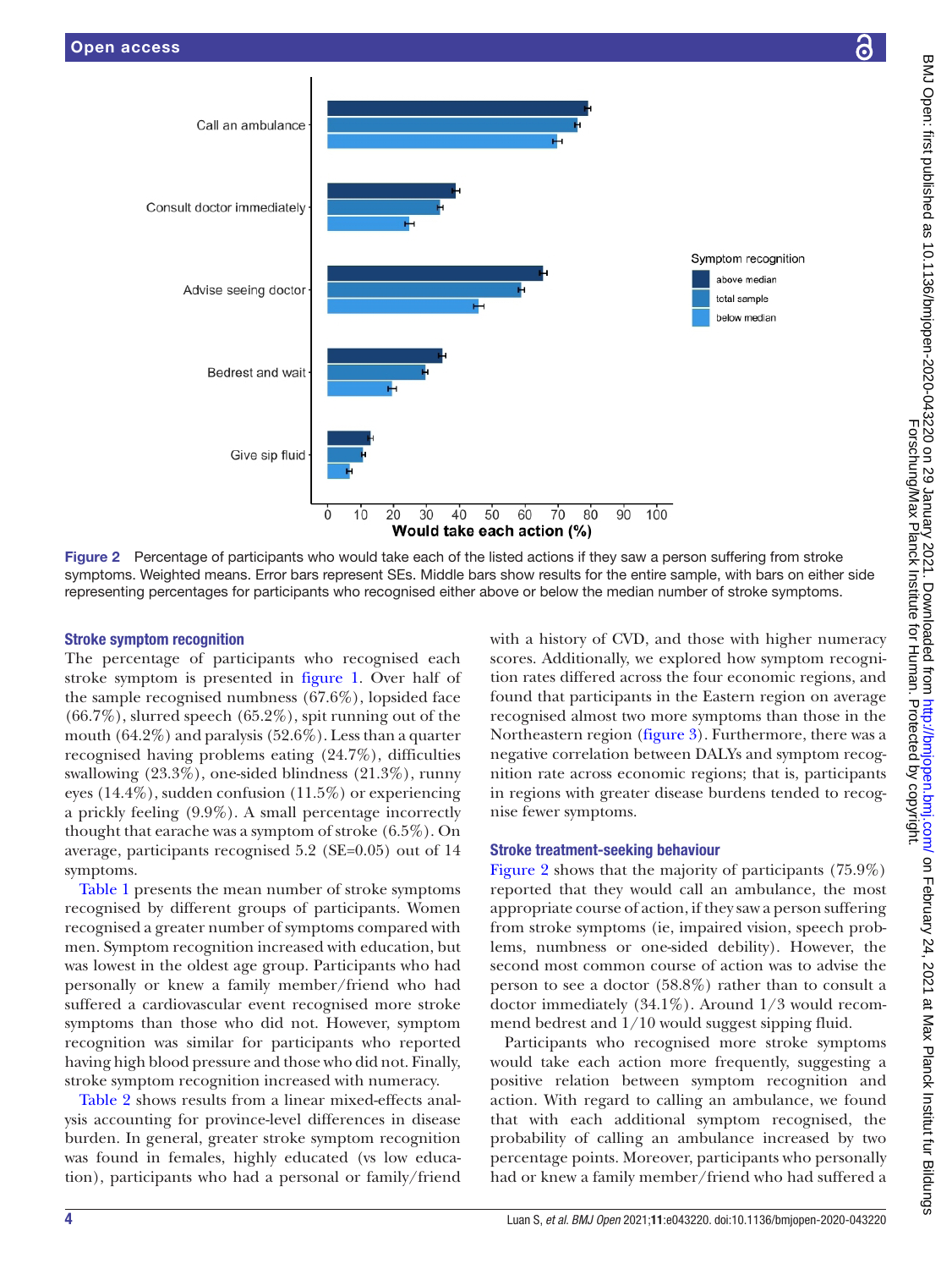Figure 2 Percentage of participants who would take each of the listed actions if they saw a person suffering from stroke symptoms. Weighted means. Error bars represent SEs. Middle bars show results for the entire sample, with bars on either side representing percentages for participants who recognised either above or below the median number of stroke symptoms.

### Stroke symptom recognition

The percentage of participants who recognised each stroke symptom is presented in figure 1. Over half of the sample recognised numbness (67.6%), lopsided face (66.7%), slurred speech (65.2%), spit running out of the mouth (64.2%) and paralysis (52.6%). Less than a quarter recognised having problems eating (24.7%), difficulties swallowing (23.3%), one-sided blindness (21.3%), runny eyes (14.4%), sudden confusion (11.5%) or experiencing a prickly feeling (9.9%). A small percentage incorrectly thought that earache was a symptom of stroke (6.5%). On average, participants recognised 5.2 (SE=0.05) out of 14 symptoms.

Table 1 presents the mean number of stroke symptoms recognised by different groups of participants. Women recognised a greater number of symptoms compared with men. Symptom recognition increased with education, but was lowest in the oldest age group. Participants who had personally or knew a family member/friend who had suffered a cardiovascular event recognised more stroke symptoms than those who did not. However, symptom recognition was similar for participants who reported having high blood pressure and those who did not. Finally, stroke symptom recognition increased with numeracy.

Table 2 shows results from a linear mixed-effects analysis accounting for province-level differences in disease burden. In general, greater stroke symptom recognition was found in females, highly educated (vs low education), participants who had a personal or family/friend with a history of CVD, and those with higher numeracy scores. Additionally, we explored how symptom recognition rates differed across the four economic regions, and found that participants in the Eastern region on average recognised almost two more symptoms than those in the Northeastern region (figure 3). Furthermore, there was a negative correlation between DALYs and symptom recognition rate across economic regions; that is, participants in regions with greater disease burdens tended to recognise fewer symptoms.

### Stroke treatment-seeking behaviour

Figure 2 shows that the majority of participants (75.9%) reported that they would call an ambulance, the most appropriate course of action, if they saw a person suffering from stroke symptoms (ie, impaired vision, speech problems, numbness or one-sided debility). However, the second most common course of action was to advise the person to see a doctor (58.8%) rather than to consult a doctor immediately (34.1%). Around 1/3 would recommend bedrest and 1/10 would suggest sipping fluid.

Participants who recognised more stroke symptoms would take each action more frequently, suggesting a positive relation between symptom recognition and action. With regard to calling an ambulance, we found that with each additional symptom recognised, the probability of calling an ambulance increased by two percentage points. Moreover, participants who personally had or knew a family member/friend who had suffered a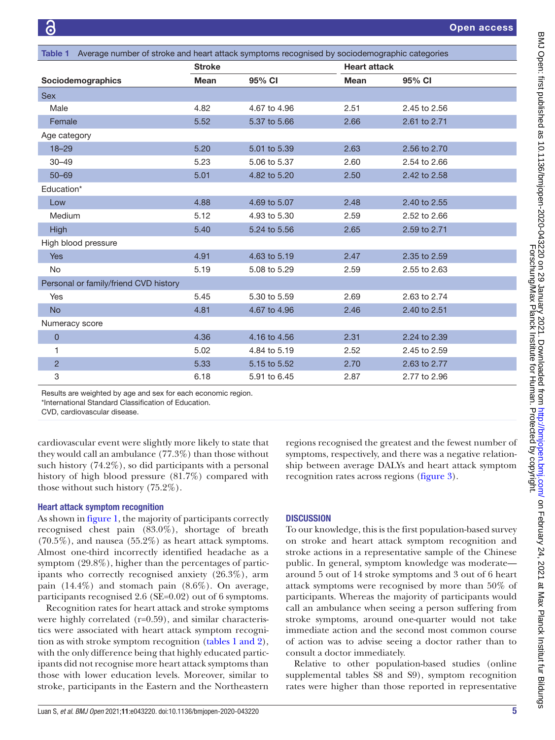**Table 1** Average number of stroke and heart attack symptoms recognised by sociodemographic categories

| Sociodemographics | Stroke | | Heart attack | |
|---|---|---|---|---|
| | Mean | 95% CI | Mean | 95% CI |
| Sex | | | | |
| Male | 4.82 | 4.67 to 4.96 | 2.51 | 2.45 to 2.56 |
| Female | 5.52 | 5.37 to 5.66 | 2.66 | 2.61 to 2.71 |
| Age category | | | | |
| 18–29 | 5.20 | 5.01 to 5.39 | 2.63 | 2.56 to 2.70 |
| 30–49 | 5.23 | 5.06 to 5.37 | 2.60 | 2.54 to 2.66 |
| 50–69 | 5.01 | 4.82 to 5.20 | 2.50 | 2.42 to 2.58 |
| Education* | | | | |
| Low | 4.88 | 4.69 to 5.07 | 2.48 | 2.40 to 2.55 |
| Medium | 5.12 | 4.93 to 5.30 | 2.59 | 2.52 to 2.66 |
| High | 5.40 | 5.24 to 5.56 | 2.65 | 2.59 to 2.71 |
| High blood pressure | | | | |
| Yes | 4.91 | 4.63 to 5.19 | 2.47 | 2.35 to 2.59 |
| No | 5.19 | 5.08 to 5.29 | 2.59 | 2.55 to 2.63 |
| Personal or family/friend CVD history | | | | |
| Yes | 5.45 | 5.30 to 5.59 | 2.69 | 2.63 to 2.74 |
| No | 4.81 | 4.67 to 4.96 | 2.46 | 2.40 to 2.51 |
| Numeracy score | | | | |
| 0 | 4.36 | 4.16 to 4.56 | 2.31 | 2.24 to 2.39 |
| 1 | 5.02 | 4.84 to 5.19 | 2.52 | 2.45 to 2.59 |
| 2 | 5.33 | 5.15 to 5.52 | 2.70 | 2.63 to 2.77 |
| 3 | 6.18 | 5.91 to 6.45 | 2.87 | 2.77 to 2.96 |

Results are weighted by age and sex for each economic region.
*International Standard Classification of Education.
CVD, cardiovascular disease.

cardiovascular event were slightly more likely to state that they would call an ambulance (77.3%) than those without such history (74.2%), so did participants with a personal history of high blood pressure (81.7%) compared with those without such history (75.2%).

### Heart attack symptom recognition

As shown in figure 1, the majority of participants correctly recognised chest pain (83.0%), shortage of breath (70.5%), and nausea (55.2%) as heart attack symptoms. Almost one-third incorrectly identified headache as a symptom (29.8%), higher than the percentages of participants who correctly recognised anxiety (26.3%), arm pain (14.4%) and stomach pain (8.6%). On average, participants recognised 2.6 (SE=0.02) out of 6 symptoms.

Recognition rates for heart attack and stroke symptoms were highly correlated (r=0.59), and similar characteristics were associated with heart attack symptom recognition as with stroke symptom recognition (tables 1 and 2), with the only difference being that highly educated participants did not recognise more heart attack symptoms than those with lower education levels. Moreover, similar to stroke, participants in the Eastern and the Northeastern regions recognised the greatest and the fewest number of symptoms, respectively, and there was a negative relationship between average DALYs and heart attack symptom recognition rates across regions (figure 3).

## DISCUSSION

To our knowledge, this is the first population-based survey on stroke and heart attack symptom recognition and stroke actions in a representative sample of the Chinese public. In general, symptom knowledge was moderate—around 5 out of 14 stroke symptoms and 3 out of 6 heart attack symptoms were recognised by more than 50% of participants. Whereas the majority of participants would call an ambulance when seeing a person suffering from stroke symptoms, around one-quarter would not take immediate action and the second most common course of action was to advise seeing a doctor rather than to consult a doctor immediately.

Relative to other population-based studies (online supplemental tables S8 and S9), symptom recognition rates were higher than those reported in representative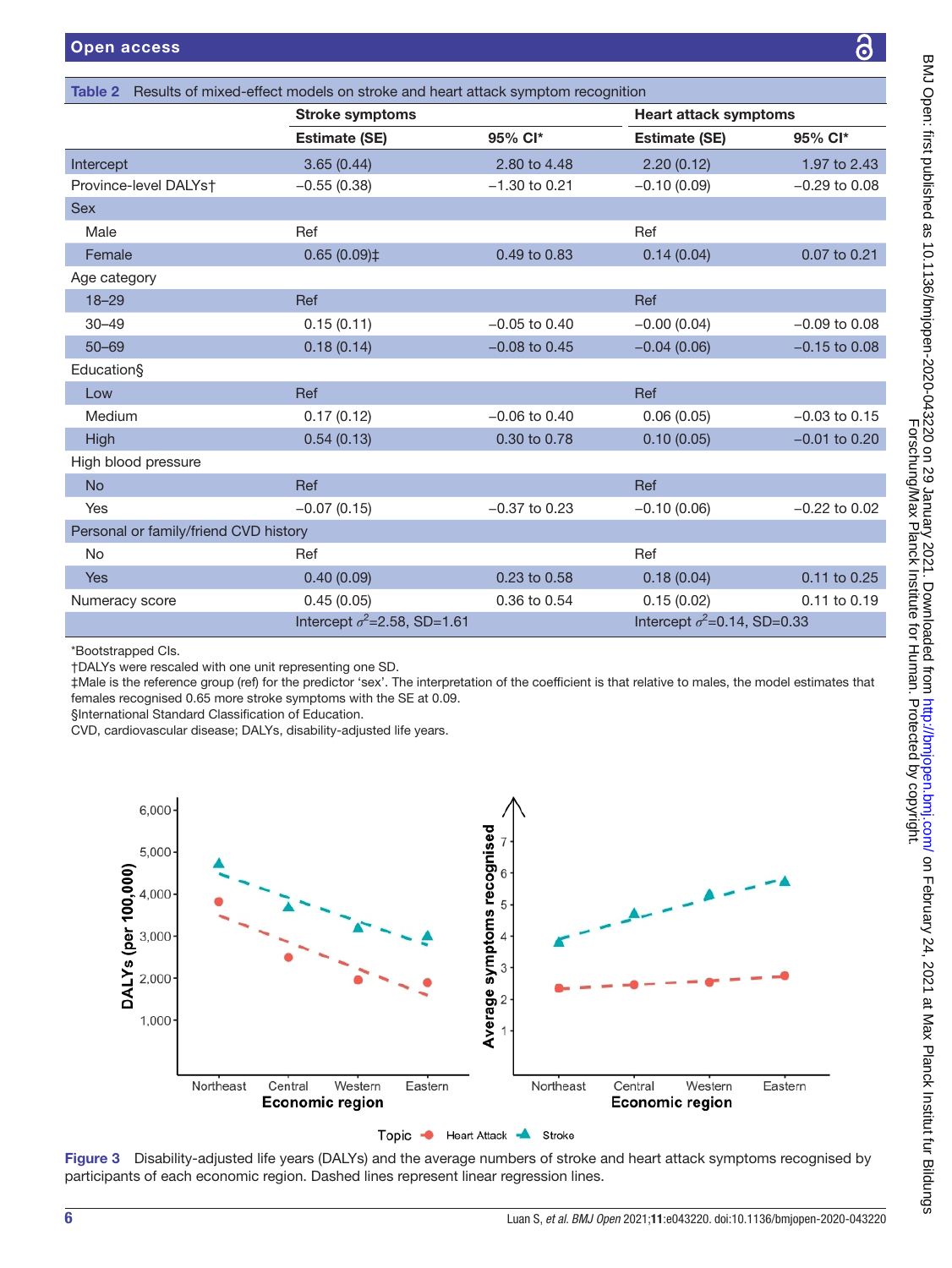**Table 2** Results of mixed-effect models on stroke and heart attack symptom recognition

| | Stroke symptoms | | Heart attack symptoms | |
|---|---|---|---|---|
| | Estimate (SE) | 95% CI* | Estimate (SE) | 95% CI* |
| Intercept | 3.65 (0.44) | 2.80 to 4.48 | 2.20 (0.12) | 1.97 to 2.43 |
| Province-level DALYs† | −0.55 (0.38) | −1.30 to 0.21 | −0.10 (0.09) | −0.29 to 0.08 |
| Sex | | | | |
| Male | Ref | | Ref | |
| Female | 0.65 (0.09)‡ | 0.49 to 0.83 | 0.14 (0.04) | 0.07 to 0.21 |
| Age category | | | | |
| 18–29 | Ref | | Ref | |
| 30–49 | 0.15 (0.11) | −0.05 to 0.40 | −0.00 (0.04) | −0.09 to 0.08 |
| 50–69 | 0.18 (0.14) | −0.08 to 0.45 | −0.04 (0.06) | −0.15 to 0.08 |
| Education§ | | | | |
| Low | Ref | | Ref | |
| Medium | 0.17 (0.12) | −0.06 to 0.40 | 0.06 (0.05) | −0.03 to 0.15 |
| High | 0.54 (0.13) | 0.30 to 0.78 | 0.10 (0.05) | −0.01 to 0.20 |
| High blood pressure | | | | |
| No | Ref | | Ref | |
| Yes | −0.07 (0.15) | −0.37 to 0.23 | −0.10 (0.06) | −0.22 to 0.02 |
| Personal or family/friend CVD history | | | | |
| No | Ref | | Ref | |
| Yes | 0.40 (0.09) | 0.23 to 0.58 | 0.18 (0.04) | 0.11 to 0.25 |
| Numeracy score | 0.45 (0.05) | 0.36 to 0.54 | 0.15 (0.02) | 0.11 to 0.19 |
| | Intercept $\sigma^2$=2.58, SD=1.61 | | Intercept $\sigma^2$=0.14, SD=0.33 | |

*Bootstrapped CIs.
†DALYs were rescaled with one unit representing one SD.
‡Male is the reference group (ref) for the predictor 'sex'. The interpretation of the coefficient is that relative to males, the model estimates that females recognised 0.65 more stroke symptoms with the SE at 0.09.
§International Standard Classification of Education.
CVD, cardiovascular disease; DALYs, disability-adjusted life years.

**Figure 3** Disability-adjusted life years (DALYs) and the average numbers of stroke and heart attack symptoms recognised by participants of each economic region. Dashed lines represent linear regression lines.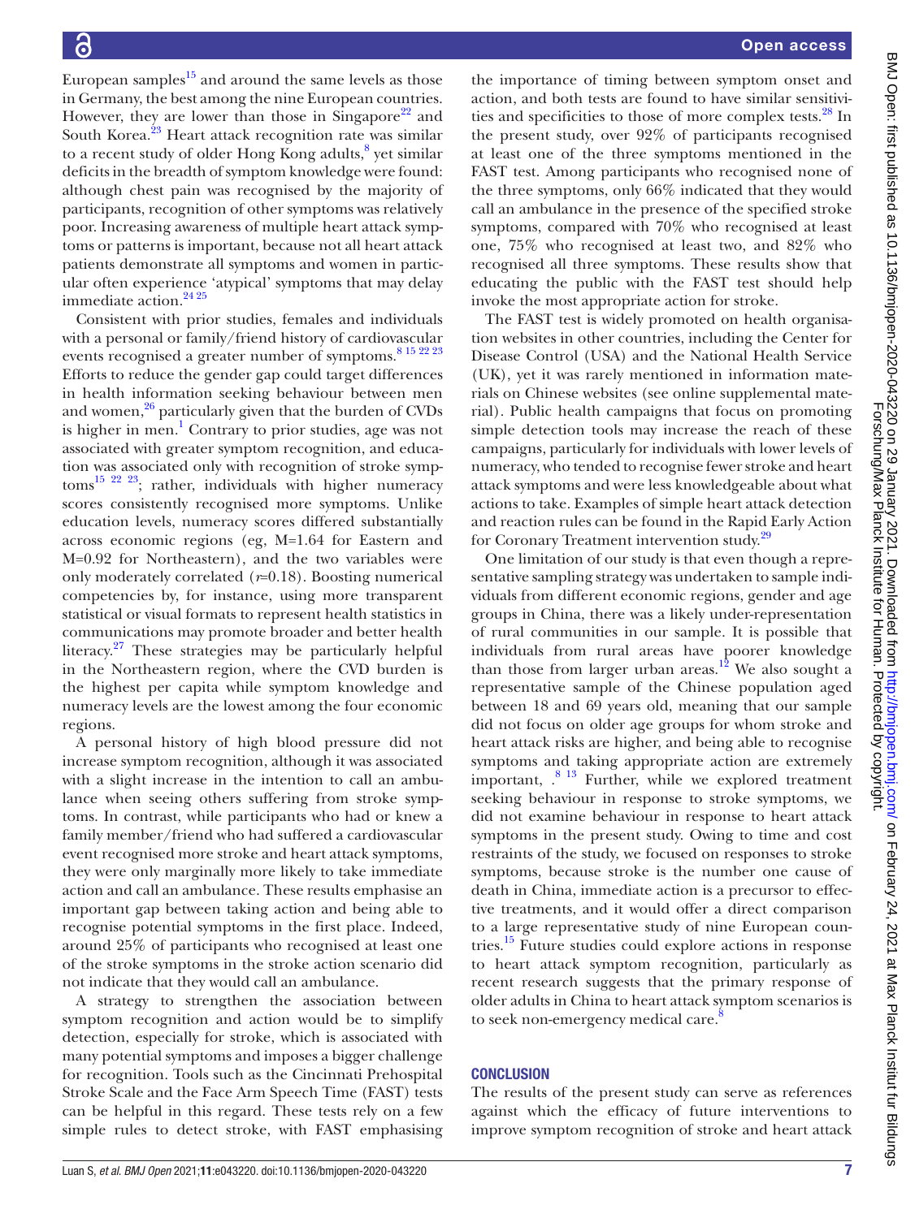European samples[15] and around the same levels as those in Germany, the best among the nine European countries. However, they are lower than those in Singapore[22] and South Korea.[23] Heart attack recognition rate was similar to a recent study of older Hong Kong adults,[8] yet similar deficits in the breadth of symptom knowledge were found: although chest pain was recognised by the majority of participants, recognition of other symptoms was relatively poor. Increasing awareness of multiple heart attack symptoms or patterns is important, because not all heart attack patients demonstrate all symptoms and women in particular often experience 'atypical' symptoms that may delay immediate action.[24 25]

Consistent with prior studies, females and individuals with a personal or family/friend history of cardiovascular events recognised a greater number of symptoms.[8 15 22 23] Efforts to reduce the gender gap could target differences in health information seeking behaviour between men and women,[26] particularly given that the burden of CVDs is higher in men.[1] Contrary to prior studies, age was not associated with greater symptom recognition, and education was associated only with recognition of stroke symptoms[15 22 23]; rather, individuals with higher numeracy scores consistently recognised more symptoms. Unlike education levels, numeracy scores differed substantially across economic regions (eg, M=1.64 for Eastern and M=0.92 for Northeastern), and the two variables were only moderately correlated ($r$=0.18). Boosting numerical competencies by, for instance, using more transparent statistical or visual formats to represent health statistics in communications may promote broader and better health literacy.[27] These strategies may be particularly helpful in the Northeastern region, where the CVD burden is the highest per capita while symptom knowledge and numeracy levels are the lowest among the four economic regions.

A personal history of high blood pressure did not increase symptom recognition, although it was associated with a slight increase in the intention to call an ambulance when seeing others suffering from stroke symptoms. In contrast, while participants who had or knew a family member/friend who had suffered a cardiovascular event recognised more stroke and heart attack symptoms, they were only marginally more likely to take immediate action and call an ambulance. These results emphasise an important gap between taking action and being able to recognise potential symptoms in the first place. Indeed, around 25% of participants who recognised at least one of the stroke symptoms in the stroke action scenario did not indicate that they would call an ambulance.

A strategy to strengthen the association between symptom recognition and action would be to simplify detection, especially for stroke, which is associated with many potential symptoms and imposes a bigger challenge for recognition. Tools such as the Cincinnati Prehospital Stroke Scale and the Face Arm Speech Time (FAST) tests can be helpful in this regard. These tests rely on a few simple rules to detect stroke, with FAST emphasising the importance of timing between symptom onset and action, and both tests are found to have similar sensitivities and specificities to those of more complex tests.[28] In the present study, over 92% of participants recognised at least one of the three symptoms mentioned in the FAST test. Among participants who recognised none of the three symptoms, only 66% indicated that they would call an ambulance in the presence of the specified stroke symptoms, compared with 70% who recognised at least one, 75% who recognised at least two, and 82% who recognised all three symptoms. These results show that educating the public with the FAST test should help invoke the most appropriate action for stroke.

The FAST test is widely promoted on health organisation websites in other countries, including the Center for Disease Control (USA) and the National Health Service (UK), yet it was rarely mentioned in information materials on Chinese websites (see online supplemental material). Public health campaigns that focus on promoting simple detection tools may increase the reach of these campaigns, particularly for individuals with lower levels of numeracy, who tended to recognise fewer stroke and heart attack symptoms and were less knowledgeable about what actions to take. Examples of simple heart attack detection and reaction rules can be found in the Rapid Early Action for Coronary Treatment intervention study.[29]

One limitation of our study is that even though a representative sampling strategy was undertaken to sample individuals from different economic regions, gender and age groups in China, there was a likely under-representation of rural communities in our sample. It is possible that individuals from rural areas have poorer knowledge than those from larger urban areas.[12] We also sought a representative sample of the Chinese population aged between 18 and 69 years old, meaning that our sample did not focus on older age groups for whom stroke and heart attack risks are higher, and being able to recognise symptoms and taking appropriate action are extremely important, .[8 13] Further, while we explored treatment seeking behaviour in response to stroke symptoms, we did not examine behaviour in response to heart attack symptoms in the present study. Owing to time and cost restraints of the study, we focused on responses to stroke symptoms, because stroke is the number one cause of death in China, immediate action is a precursor to effective treatments, and it would offer a direct comparison to a large representative study of nine European countries.[15] Future studies could explore actions in response to heart attack symptom recognition, particularly as recent research suggests that the primary response of older adults in China to heart attack symptom scenarios is to seek non-emergency medical care.[8]

## CONCLUSION

The results of the present study can serve as references against which the efficacy of future interventions to improve symptom recognition of stroke and heart attack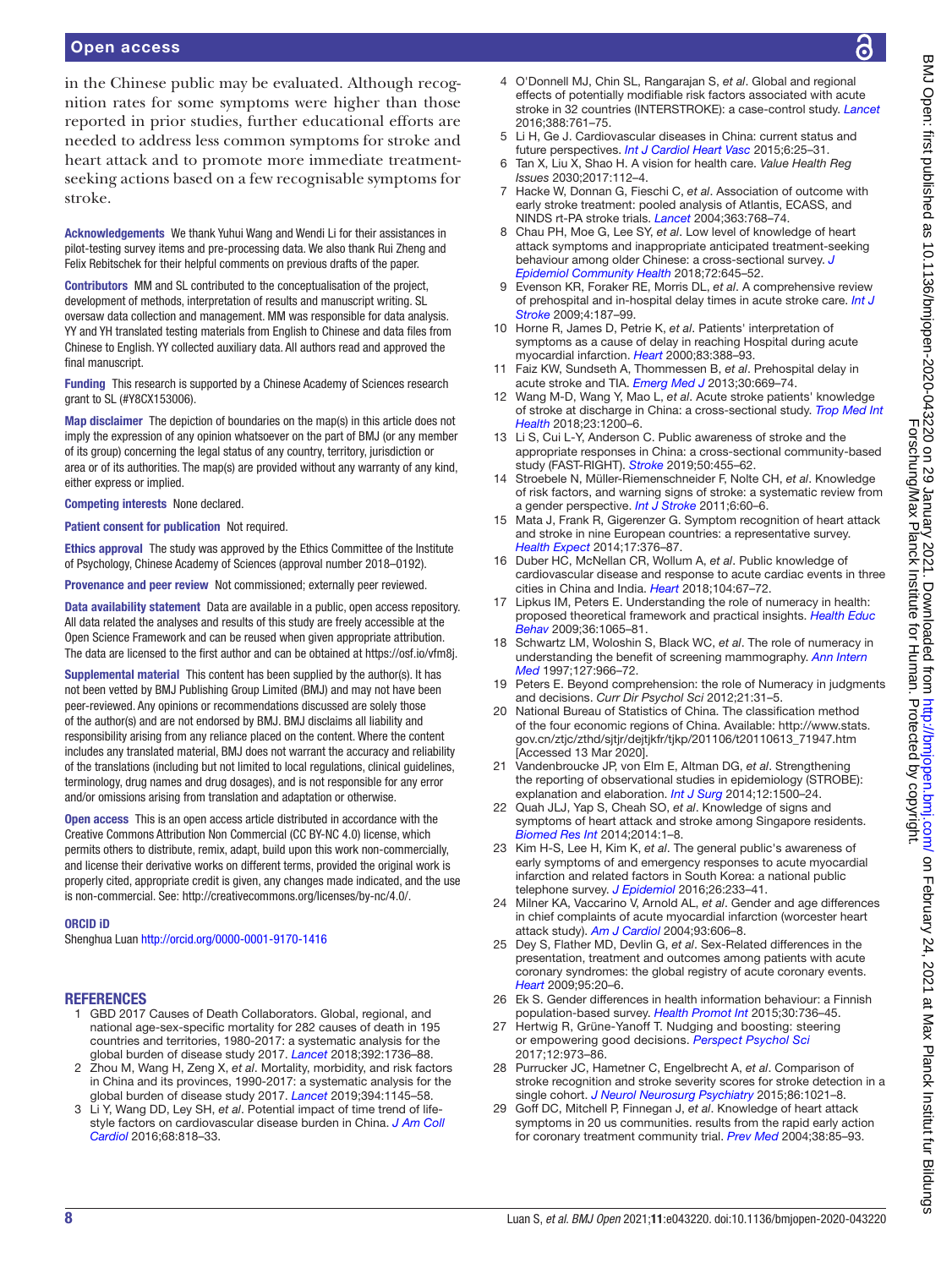in the Chinese public may be evaluated. Although recognition rates for some symptoms were higher than those reported in prior studies, further educational efforts are needed to address less common symptoms for stroke and heart attack and to promote more immediate treatment-seeking actions based on a few recognisable symptoms for stroke.

**Acknowledgements** We thank Yuhui Wang and Wendi Li for their assistances in pilot-testing survey items and pre-processing data. We also thank Rui Zheng and Felix Rebitschek for their helpful comments on previous drafts of the paper.

**Contributors** MM and SL contributed to the conceptualisation of the project, development of methods, interpretation of results and manuscript writing. SL oversaw data collection and management. MM was responsible for data analysis. YY and YH translated testing materials from English to Chinese and data files from Chinese to English. YY collected auxiliary data. All authors read and approved the final manuscript.

**Funding** This research is supported by a Chinese Academy of Sciences research grant to SL (#Y8CX153006).

**Map disclaimer** The depiction of boundaries on the map(s) in this article does not imply the expression of any opinion whatsoever on the part of BMJ (or any member of its group) concerning the legal status of any country, territory, jurisdiction or area or of its authorities. The map(s) are provided without any warranty of any kind, either express or implied.

**Competing interests** None declared.

**Patient consent for publication** Not required.

**Ethics approval** The study was approved by the Ethics Committee of the Institute of Psychology, Chinese Academy of Sciences (approval number 2018–0192).

**Provenance and peer review** Not commissioned; externally peer reviewed.

**Data availability statement** Data are available in a public, open access repository. All data related the analyses and results of this study are freely accessible at the Open Science Framework and can be reused when given appropriate attribution. The data are licensed to the first author and can be obtained at https://osf.io/vfm8j.

**Supplemental material** This content has been supplied by the author(s). It has not been vetted by BMJ Publishing Group Limited (BMJ) and may not have been peer-reviewed. Any opinions or recommendations discussed are solely those of the author(s) and are not endorsed by BMJ. BMJ disclaims all liability and responsibility arising from any reliance placed on the content. Where the content includes any translated material, BMJ does not warrant the accuracy and reliability of the translations (including but not limited to local regulations, clinical guidelines, terminology, drug names and drug dosages), and is not responsible for any error and/or omissions arising from translation and adaptation or otherwise.

**Open access** This is an open access article distributed in accordance with the Creative Commons Attribution Non Commercial (CC BY-NC 4.0) license, which permits others to distribute, remix, adapt, build upon this work non-commercially, and license their derivative works on different terms, provided the original work is properly cited, appropriate credit is given, any changes made indicated, and the use is non-commercial. See: http://creativecommons.org/licenses/by-nc/4.0/.

**ORCID iD**

Shenghua Luan http://orcid.org/0000-0001-9170-1416

## REFERENCES

1. GBD 2017 Causes of Death Collaborators. Global, regional, and national age-sex-specific mortality for 282 causes of death in 195 countries and territories, 1980-2017: a systematic analysis for the global burden of disease study 2017. *Lancet* 2018;392:1736–88.
2. Zhou M, Wang H, Zeng X, *et al*. Mortality, morbidity, and risk factors in China and its provinces, 1990-2017: a systematic analysis for the global burden of disease study 2017. *Lancet* 2019;394:1145–58.
3. Li Y, Wang DD, Ley SH, *et al*. Potential impact of time trend of life-style factors on cardiovascular disease burden in China. *J Am Coll Cardiol* 2016;68:818–33.
4. O'Donnell MJ, Chin SL, Rangarajan S, *et al*. Global and regional effects of potentially modifiable risk factors associated with acute stroke in 32 countries (INTERSTROKE): a case-control study. *Lancet* 2016;388:761–75.
5. Li H, Ge J. Cardiovascular diseases in China: current status and future perspectives. *Int J Cardiol Heart Vasc* 2015;6:25–31.
6. Tan X, Liu X, Shao H. A vision for health care. *Value Health Reg Issues* 2030;2017:112–4.
7. Hacke W, Donnan G, Fieschi C, *et al*. Association of outcome with early stroke treatment: pooled analysis of Atlantis, ECASS, and NINDS rt-PA stroke trials. *Lancet* 2004;363:768–74.
8. Chau PH, Moe G, Lee SY, *et al*. Low level of knowledge of heart attack symptoms and inappropriate anticipated treatment-seeking behaviour among older Chinese: a cross-sectional survey. *J Epidemiol Community Health* 2018;72:645–52.
9. Evenson KR, Foraker RE, Morris DL, *et al*. A comprehensive review of prehospital and in-hospital delay times in acute stroke care. *Int J Stroke* 2009;4:187–99.
10. Horne R, James D, Petrie K, *et al*. Patients' interpretation of symptoms as a cause of delay in reaching Hospital during acute myocardial infarction. *Heart* 2000;83:388–93.
11. Faiz KW, Sundseth A, Thommessen B, *et al*. Prehospital delay in acute stroke and TIA. *Emerg Med J* 2013;30:669–74.
12. Wang M-D, Wang Y, Mao L, *et al*. Acute stroke patients' knowledge of stroke at discharge in China: a cross-sectional study. *Trop Med Int Health* 2018;23:1200–6.
13. Li S, Cui L-Y, Anderson C. Public awareness of stroke and the appropriate responses in China: a cross-sectional community-based study (FAST-RIGHT). *Stroke* 2019;50:455–62.
14. Stroebele N, Müller-Riemenschneider F, Nolte CH, *et al*. Knowledge of risk factors, and warning signs of stroke: a systematic review from a gender perspective. *Int J Stroke* 2011;6:60–6.
15. Mata J, Frank R, Gigerenzer G. Symptom recognition of heart attack and stroke in nine European countries: a representative survey. *Health Expect* 2014;17:376–87.
16. Duber HC, McNellan CR, Wollum A, *et al*. Public knowledge of cardiovascular disease and response to acute cardiac events in three cities in China and India. *Heart* 2018;104:67–72.
17. Lipkus IM, Peters E. Understanding the role of numeracy in health: proposed theoretical framework and practical insights. *Health Educ Behav* 2009;36:1065–81.
18. Schwartz LM, Woloshin S, Black WC, *et al*. The role of numeracy in understanding the benefit of screening mammography. *Ann Intern Med* 1997;127:966–72.
19. Peters E. Beyond comprehension: the role of Numeracy in judgments and decisions. *Curr Dir Psychol Sci* 2012;21:31–5.
20. National Bureau of Statistics of China. The classification method of the four economic regions of China. Available: http://www.stats.gov.cn/ztjc/zthd/sjtjr/dejtjkfr/tjkp/201106/t20110613_71947.htm [Accessed 13 Mar 2020].
21. Vandenbroucke JP, von Elm E, Altman DG, *et al*. Strengthening the reporting of observational studies in epidemiology (STROBE): explanation and elaboration. *Int J Surg* 2014;12:1500–24.
22. Quah JLJ, Yap S, Cheah SO, *et al*. Knowledge of signs and symptoms of heart attack and stroke among Singapore residents. *Biomed Res Int* 2014;2014:1–8.
23. Kim H-S, Lee H, Kim K, *et al*. The general public's awareness of early symptoms of and emergency responses to acute myocardial infarction and related factors in South Korea: a national public telephone survey. *J Epidemiol* 2016;26:233–41.
24. Milner KA, Vaccarino V, Arnold AL, *et al*. Gender and age differences in chief complaints of acute myocardial infarction (worcester heart attack study). *Am J Cardiol* 2004;93:606–8.
25. Dey S, Flather MD, Devlin G, *et al*. Sex-Related differences in the presentation, treatment and outcomes among patients with acute coronary syndromes: the global registry of acute coronary events. *Heart* 2009;95:20–6.
26. Ek S. Gender differences in health information behaviour: a Finnish population-based survey. *Health Promot Int* 2015;30:736–45.
27. Hertwig R, Grüne-Yanoff T. Nudging and boosting: steering or empowering good decisions. *Perspect Psychol Sci* 2017;12:973–86.
28. Purrucker JC, Hametner C, Engelbrecht A, *et al*. Comparison of stroke recognition and stroke severity scores for stroke detection in a single cohort. *J Neurol Neurosurg Psychiatry* 2015;86:1021–8.
29. Goff DC, Mitchell P, Finnegan J, *et al*. Knowledge of heart attack symptoms in 20 us communities. results from the rapid early action for coronary treatment community trial. *Prev Med* 2004;38:85–93.